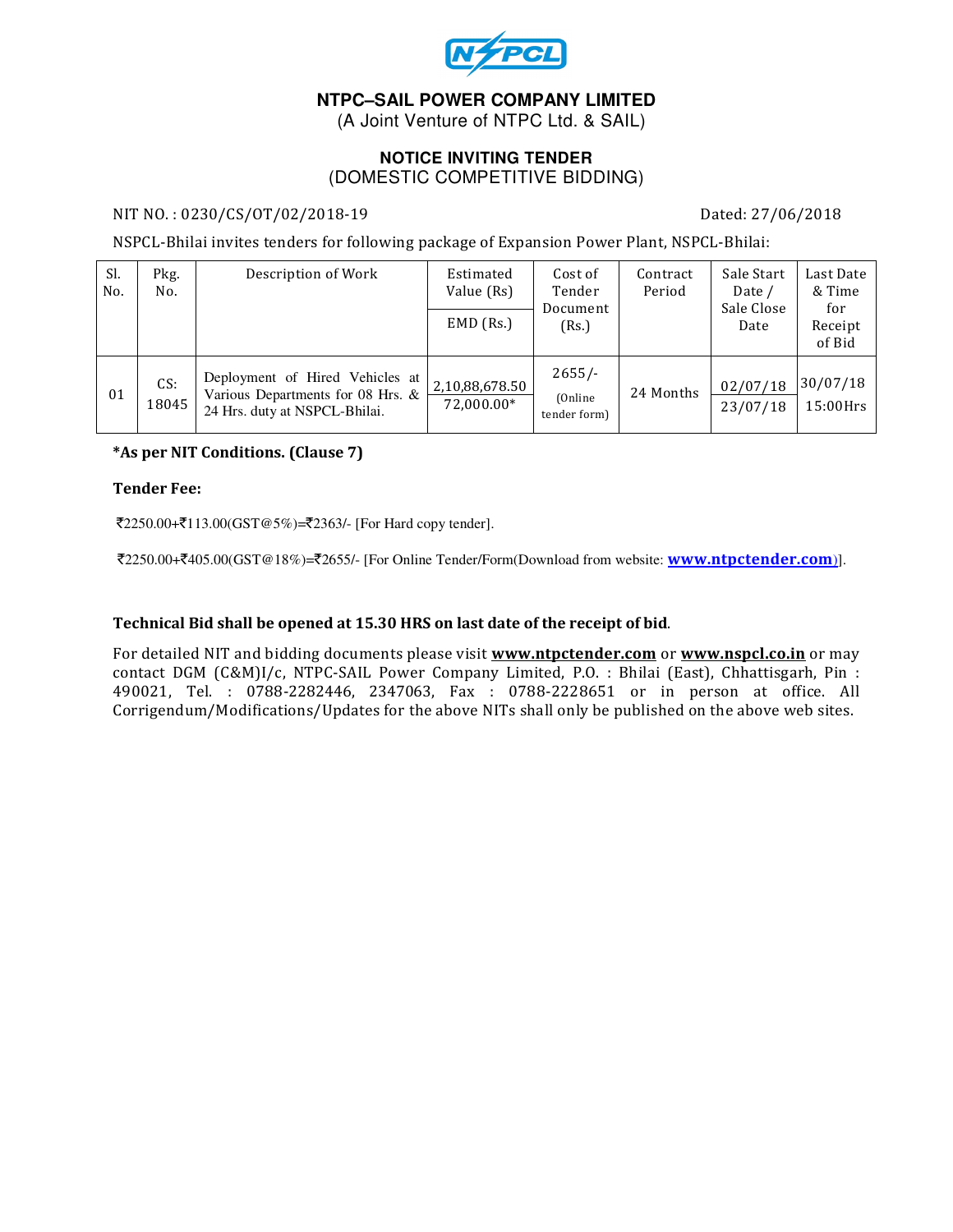# NTPC–SAIL POWER COMPANY LIMITED

(A Joint Venture of NTPC Ltd. & SAIL)

## NOTICE INVITING TENDER

(DOMESTIC COMPETITIVE BIDDING)

NIT NO. : 0230/CS/OT/02/2018-19 Dated: 27/06/2018

NSPCL-Bhilai invites tenders for following package of Expansion Power Plant, NSPCL-Bhilai:

| Sl. No. | Pkg. No. | Description of Work | Estimated Value (Rs) / EMD (Rs.) | Cost of Tender Document (Rs.) | Contract Period | Sale Start Date / Sale Close Date | Last Date & Time for Receipt of Bid |
|---|---|---|---|---|---|---|---|
| 01 | CS: 18045 | Deployment of Hired Vehicles at Various Departments for 08 Hrs. & 24 Hrs. duty at NSPCL-Bhilai. | 2,10,88,678.50 / 72,000.00* | 2655/- (Online tender form) | 24 Months | 02/07/18 / 23/07/18 | 30/07/18 15:00Hrs |

**\*As per NIT Conditions. (Clause 7)**

**Tender Fee:**

₹2250.00+₹113.00(GST@5%)=₹2363/- [For Hard copy tender].

₹2250.00+₹405.00(GST@18%)=₹2655/- [For Online Tender/Form(Download from website: **www.ntpctender.com**)].

**Technical Bid shall be opened at 15.30 HRS on last date of the receipt of bid**.

For detailed NIT and bidding documents please visit **www.ntpctender.com** or **www.nspcl.co.in** or may contact DGM (C&M)I/c, NTPC-SAIL Power Company Limited, P.O. : Bhilai (East), Chhattisgarh, Pin : 490021, Tel. : 0788-2282446, 2347063, Fax : 0788-2228651 or in person at office. All Corrigendum/Modifications/Updates for the above NITs shall only be published on the above web sites.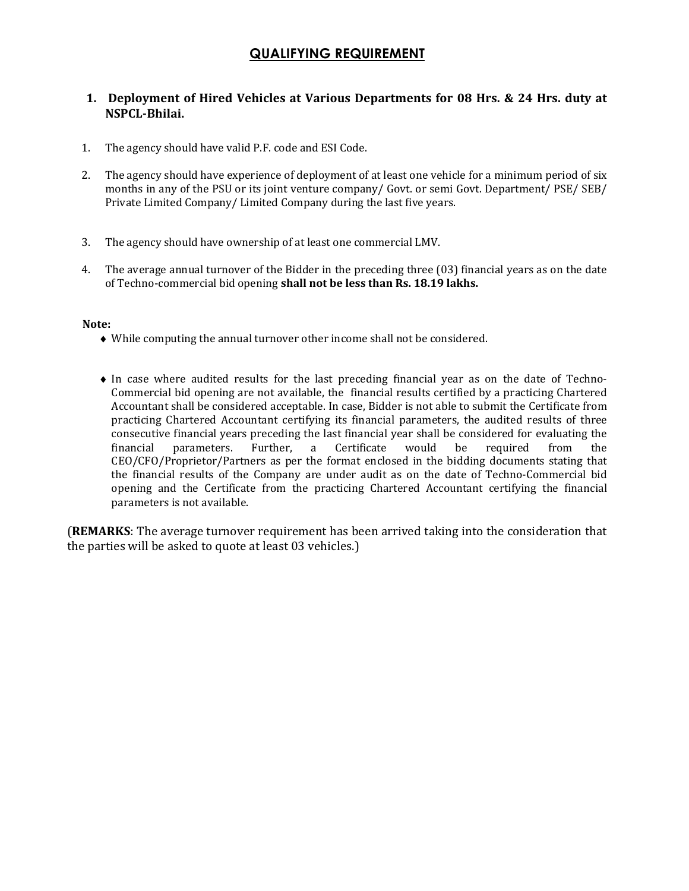# QUALIFYING REQUIREMENT

## 1. Deployment of Hired Vehicles at Various Departments for 08 Hrs. & 24 Hrs. duty at NSPCL-Bhilai.

1. The agency should have valid P.F. code and ESI Code.
2. The agency should have experience of deployment of at least one vehicle for a minimum period of six months in any of the PSU or its joint venture company/ Govt. or semi Govt. Department/ PSE/ SEB/ Private Limited Company/ Limited Company during the last five years.
3. The agency should have ownership of at least one commercial LMV.
4. The average annual turnover of the Bidder in the preceding three (03) financial years as on the date of Techno-commercial bid opening **shall not be less than Rs. 18.19 lakhs.**

**Note:**

- While computing the annual turnover other income shall not be considered.
- In case where audited results for the last preceding financial year as on the date of Techno-Commercial bid opening are not available, the financial results certified by a practicing Chartered Accountant shall be considered acceptable. In case, Bidder is not able to submit the Certificate from practicing Chartered Accountant certifying its financial parameters, the audited results of three consecutive financial years preceding the last financial year shall be considered for evaluating the financial parameters. Further, a Certificate would be required from the CEO/CFO/Proprietor/Partners as per the format enclosed in the bidding documents stating that the financial results of the Company are under audit as on the date of Techno-Commercial bid opening and the Certificate from the practicing Chartered Accountant certifying the financial parameters is not available.

(**REMARKS**: The average turnover requirement has been arrived taking into the consideration that the parties will be asked to quote at least 03 vehicles.)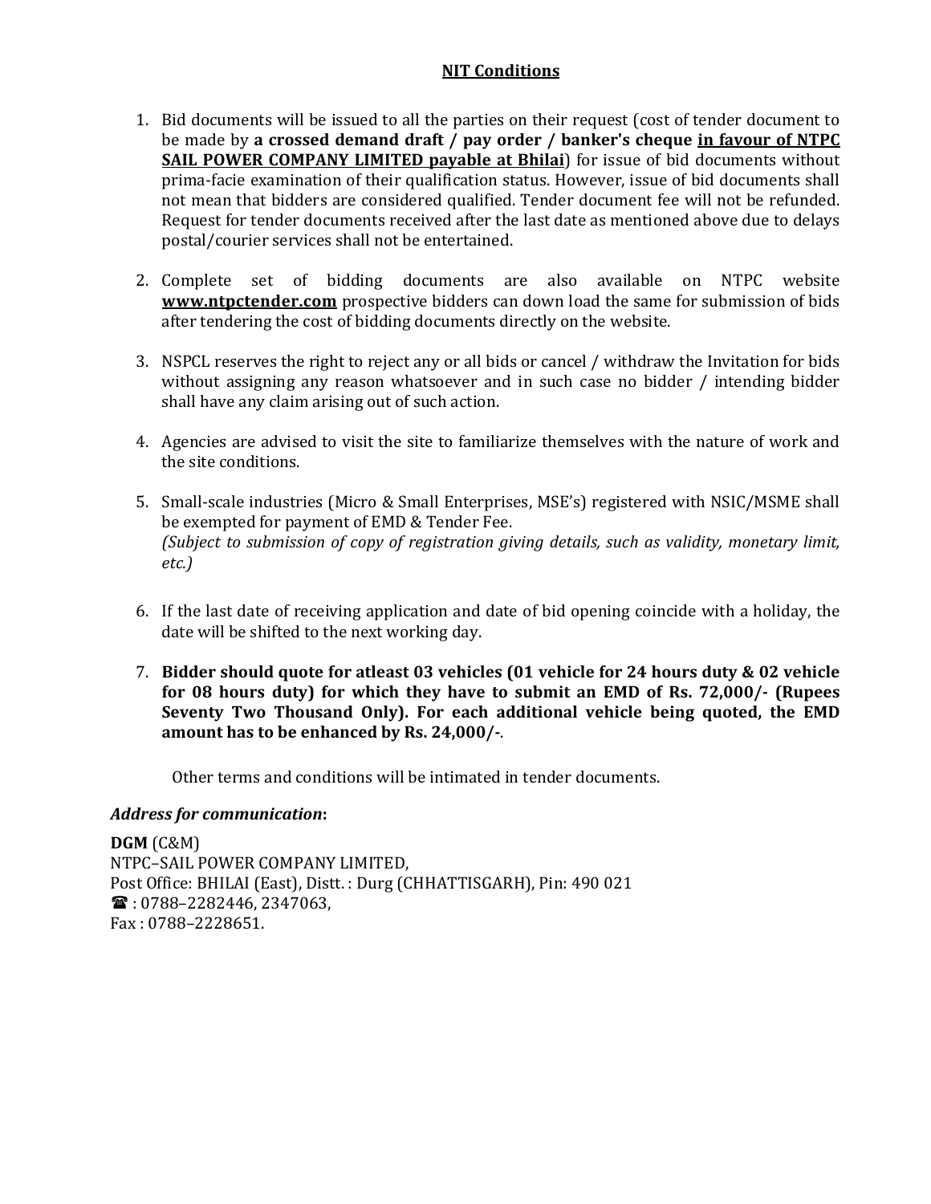## NIT Conditions

1. Bid documents will be issued to all the parties on their request (cost of tender document to be made by **a crossed demand draft / pay order / banker's cheque** **<u>in favour of NTPC SAIL POWER COMPANY LIMITED payable at Bhilai</u>**) for issue of bid documents without prima-facie examination of their qualification status. However, issue of bid documents shall not mean that bidders are considered qualified. Tender document fee will not be refunded. Request for tender documents received after the last date as mentioned above due to delays postal/courier services shall not be entertained.

2. Complete set of bidding documents are also available on NTPC website **www.ntpctender.com** prospective bidders can down load the same for submission of bids after tendering the cost of bidding documents directly on the website.

3. NSPCL reserves the right to reject any or all bids or cancel / withdraw the Invitation for bids without assigning any reason whatsoever and in such case no bidder / intending bidder shall have any claim arising out of such action.

4. Agencies are advised to visit the site to familiarize themselves with the nature of work and the site conditions.

5. Small-scale industries (Micro & Small Enterprises, MSE's) registered with NSIC/MSME shall be exempted for payment of EMD & Tender Fee.
   *(Subject to submission of copy of registration giving details, such as validity, monetary limit, etc.)*

6. If the last date of receiving application and date of bid opening coincide with a holiday, the date will be shifted to the next working day.

7. **Bidder should quote for atleast 03 vehicles (01 vehicle for 24 hours duty & 02 vehicle for 08 hours duty) for which they have to submit an EMD of Rs. 72,000/- (Rupees Seventy Two Thousand Only). For each additional vehicle being quoted, the EMD amount has to be enhanced by Rs. 24,000/-**.

Other terms and conditions will be intimated in tender documents.

***Address for communication*:**

**DGM** (C&M)
NTPC–SAIL POWER COMPANY LIMITED,
Post Office: BHILAI (East), Distt. : Durg (CHHATTISGARH), Pin: 490 021
☎ : 0788–2282446, 2347063,
Fax : 0788–2228651.